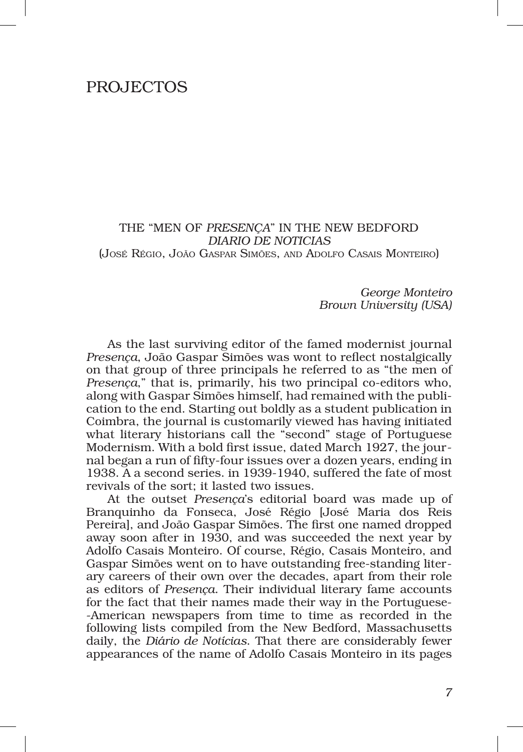# PROJECTOS

## THE "MEN OF *PRESENÇA*" IN THE NEW BEDFORD *DIARIO DE NOTICIAS*

(José Régio, João Gaspar Simões, and Adolfo Casais Monteiro)

*George Monteiro*
*Brown University (USA)*

As the last surviving editor of the famed modernist journal *Presença*, João Gaspar Simões was wont to reflect nostalgically on that group of three principals he referred to as "the men of *Presença*," that is, primarily, his two principal co-editors who, along with Gaspar Simões himself, had remained with the publication to the end. Starting out boldly as a student publication in Coimbra, the journal is customarily viewed has having initiated what literary historians call the "second" stage of Portuguese Modernism. With a bold first issue, dated March 1927, the journal began a run of fifty-four issues over a dozen years, ending in 1938. A a second series. in 1939-1940, suffered the fate of most revivals of the sort; it lasted two issues.

At the outset *Presença*'s editorial board was made up of Branquinho da Fonseca, José Régio [José Maria dos Reis Pereira], and João Gaspar Simões. The first one named dropped away soon after in 1930, and was succeeded the next year by Adolfo Casais Monteiro. Of course, Régio, Casais Monteiro, and Gaspar Simões went on to have outstanding free-standing literary careers of their own over the decades, apart from their role as editors of *Presença*. Their individual literary fame accounts for the fact that their names made their way in the Portuguese-American newspapers from time to time as recorded in the following lists compiled from the New Bedford, Massachusetts daily, the *Diário de Notícias*. That there are considerably fewer appearances of the name of Adolfo Casais Monteiro in its pages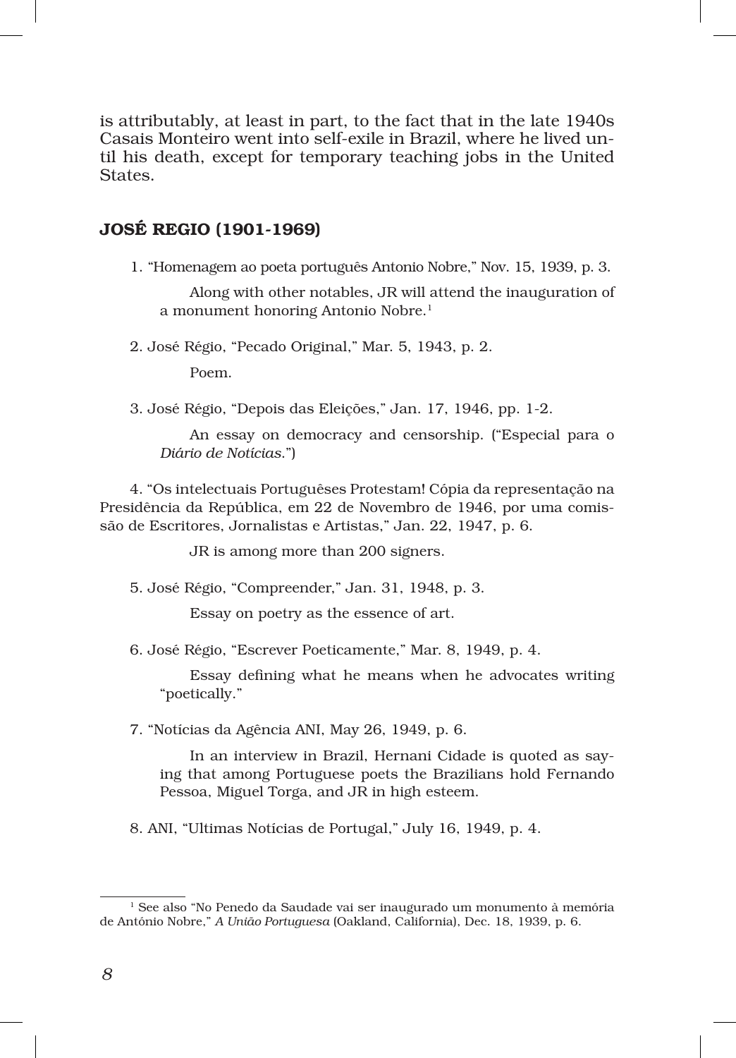is attributably, at least in part, to the fact that in the late 1940s Casais Monteiro went into self-exile in Brazil, where he lived until his death, except for temporary teaching jobs in the United States.

## JOSÉ REGIO (1901-1969)

1. "Homenagem ao poeta português Antonio Nobre," Nov. 15, 1939, p. 3.

   Along with other notables, JR will attend the inauguration of a monument honoring Antonio Nobre.[1]

2. José Régio, "Pecado Original," Mar. 5, 1943, p. 2.

   Poem.

3. José Régio, "Depois das Eleições," Jan. 17, 1946, pp. 1-2.

   An essay on democracy and censorship. ("Especial para o *Diário de Notícias*.")

4. "Os intelectuais Portuguêses Protestam! Cópia da representação na Presidência da República, em 22 de Novembro de 1946, por uma comissão de Escritores, Jornalistas e Artistas," Jan. 22, 1947, p. 6.

   JR is among more than 200 signers.

5. José Régio, "Compreender," Jan. 31, 1948, p. 3.

   Essay on poetry as the essence of art.

6. José Régio, "Escrever Poeticamente," Mar. 8, 1949, p. 4.

   Essay defining what he means when he advocates writing "poetically."

7. "Notícias da Agência ANI, May 26, 1949, p. 6.

   In an interview in Brazil, Hernani Cidade is quoted as saying that among Portuguese poets the Brazilians hold Fernando Pessoa, Miguel Torga, and JR in high esteem.

8. ANI, "Ultimas Notícias de Portugal," July 16, 1949, p. 4.

---

[1] See also "No Penedo da Saudade vai ser inaugurado um monumento à memória de António Nobre," *A União Portuguesa* (Oakland, California), Dec. 18, 1939, p. 6.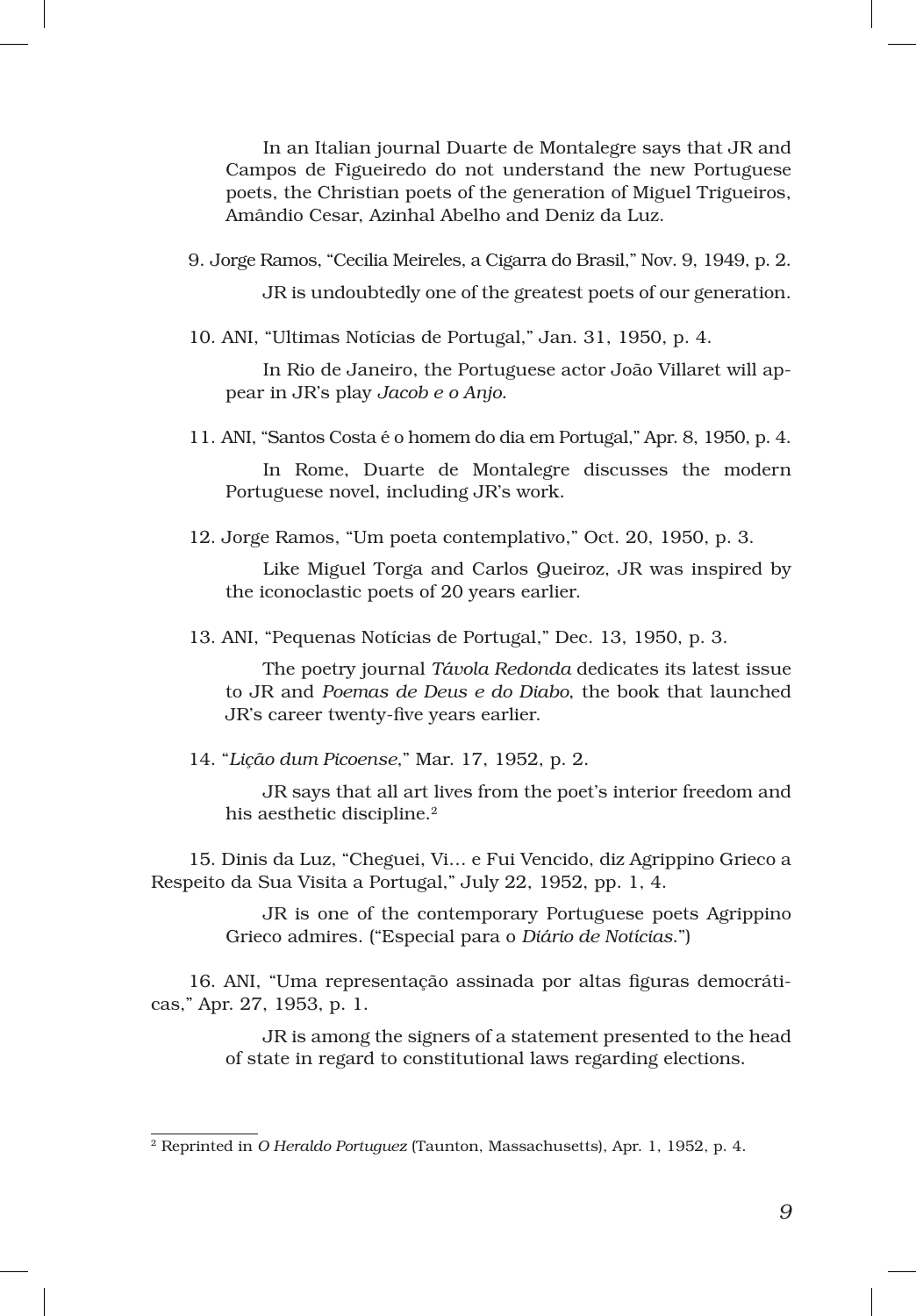In an Italian journal Duarte de Montalegre says that JR and Campos de Figueiredo do not understand the new Portuguese poets, the Christian poets of the generation of Miguel Trigueiros, Amândio Cesar, Azinhal Abelho and Deniz da Luz.

9. Jorge Ramos, "Cecilia Meireles, a Cigarra do Brasil," Nov. 9, 1949, p. 2.

JR is undoubtedly one of the greatest poets of our generation.

10. ANI, "Ultimas Notícias de Portugal," Jan. 31, 1950, p. 4.

In Rio de Janeiro, the Portuguese actor João Villaret will appear in JR's play *Jacob e o Anjo.*

11. ANI, "Santos Costa é o homem do dia em Portugal," Apr. 8, 1950, p. 4.

In Rome, Duarte de Montalegre discusses the modern Portuguese novel, including JR's work.

12. Jorge Ramos, "Um poeta contemplativo," Oct. 20, 1950, p. 3.

Like Miguel Torga and Carlos Queiroz, JR was inspired by the iconoclastic poets of 20 years earlier.

13. ANI, "Pequenas Notícias de Portugal," Dec. 13, 1950, p. 3.

The poetry journal *Távola Redonda* dedicates its latest issue to JR and *Poemas de Deus e do Diabo*, the book that launched JR's career twenty-five years earlier.

14. "*Lição dum Picoense*," Mar. 17, 1952, p. 2.

JR says that all art lives from the poet's interior freedom and his aesthetic discipline.[2]

15. Dinis da Luz, "Cheguei, Vi… e Fui Vencido, diz Agrippino Grieco a Respeito da Sua Visita a Portugal," July 22, 1952, pp. 1, 4.

JR is one of the contemporary Portuguese poets Agrippino Grieco admires. ("Especial para o *Diário de Notícias.*")

16. ANI, "Uma representação assinada por altas figuras democráticas," Apr. 27, 1953, p. 1.

JR is among the signers of a statement presented to the head of state in regard to constitutional laws regarding elections.

---

[2] Reprinted in *O Heraldo Portuguez* (Taunton, Massachusetts), Apr. 1, 1952, p. 4.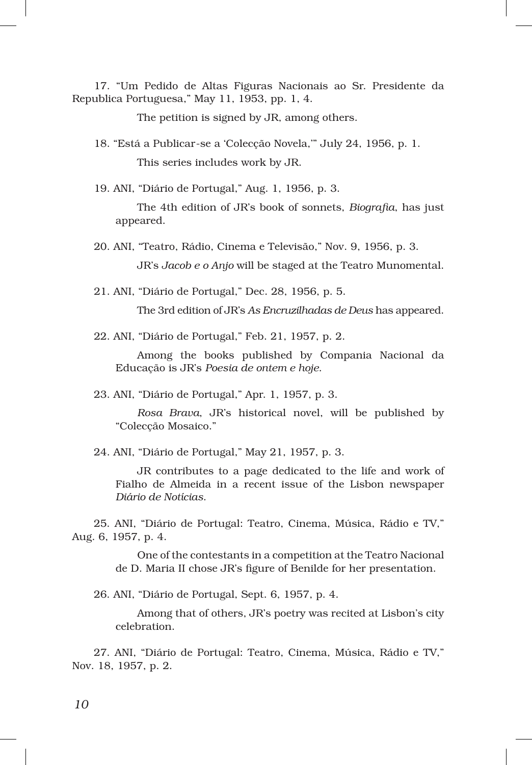17. “Um Pedido de Altas Figuras Nacionais ao Sr. Presidente da Republica Portuguesa,” May 11, 1953, pp. 1, 4.

The petition is signed by JR, among others.

18. “Está a Publicar-se a ‘Colecção Novela,’” July 24, 1956, p. 1.

This series includes work by JR.

19. ANI, “Diário de Portugal,” Aug. 1, 1956, p. 3.

The 4th edition of JR’s book of sonnets, *Biografia*, has just appeared.

20. ANI, “Teatro, Rádio, Cinema e Televisão,” Nov. 9, 1956, p. 3.

JR’s *Jacob e o Anjo* will be staged at the Teatro Munomental.

21. ANI, “Diário de Portugal,” Dec. 28, 1956, p. 5.

The 3rd edition of JR’s *As Encruzilhadas de Deus* has appeared.

22. ANI, “Diário de Portugal,” Feb. 21, 1957, p. 2.

Among the books published by Compania Nacional da Educação is JR’s *Poesia de ontem e hoje*.

23. ANI, “Diário de Portugal,” Apr. 1, 1957, p. 3.

*Rosa Brava*, JR’s historical novel, will be published by “Colecção Mosaico.”

24. ANI, “Diário de Portugal,” May 21, 1957, p. 3.

JR contributes to a page dedicated to the life and work of Fialho de Almeida in a recent issue of the Lisbon newspaper *Diário de Notícias*.

25. ANI, “Diário de Portugal: Teatro, Cinema, Música, Rádio e TV,” Aug. 6, 1957, p. 4.

One of the contestants in a competition at the Teatro Nacional de D. Maria II chose JR’s figure of Benilde for her presentation.

26. ANI, “Diário de Portugal, Sept. 6, 1957, p. 4.

Among that of others, JR’s poetry was recited at Lisbon’s city celebration.

27. ANI, “Diário de Portugal: Teatro, Cinema, Música, Rádio e TV,” Nov. 18, 1957, p. 2.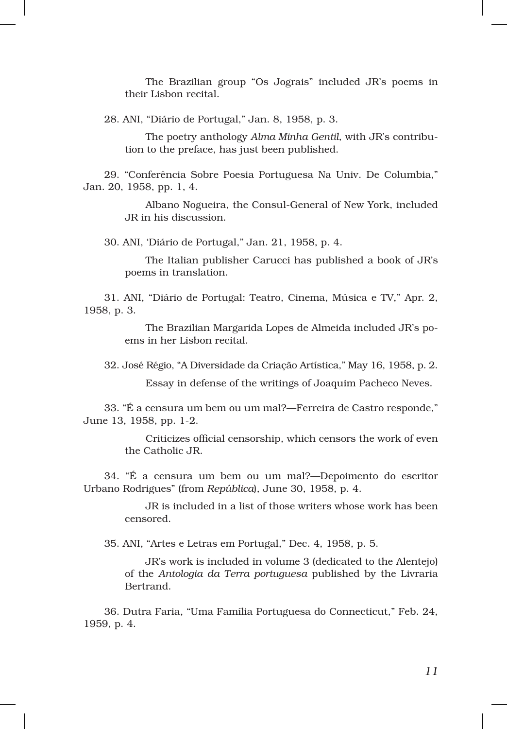The Brazilian group “Os Jograis” included JR’s poems in their Lisbon recital.

28. ANI, “Diário de Portugal,” Jan. 8, 1958, p. 3.

The poetry anthology *Alma Minha Gentil*, with JR’s contribution to the preface, has just been published.

29. “Conferência Sobre Poesia Portuguesa Na Univ. De Columbia,” Jan. 20, 1958, pp. 1, 4.

Albano Nogueira, the Consul-General of New York, included JR in his discussion.

30. ANI, ‘Diário de Portugal,” Jan. 21, 1958, p. 4.

The Italian publisher Carucci has published a book of JR’s poems in translation.

31. ANI, “Diário de Portugal: Teatro, Cinema, Música e TV,” Apr. 2, 1958, p. 3.

The Brazilian Margarida Lopes de Almeida included JR’s poems in her Lisbon recital.

32. José Régio, “A Diversidade da Criação Artística,” May 16, 1958, p. 2.

Essay in defense of the writings of Joaquim Pacheco Neves.

33. “É a censura um bem ou um mal?—Ferreira de Castro responde,” June 13, 1958, pp. 1-2.

Criticizes official censorship, which censors the work of even the Catholic JR.

34. “É a censura um bem ou um mal?—Depoimento do escritor Urbano Rodrigues” (from *República*), June 30, 1958, p. 4.

JR is included in a list of those writers whose work has been censored.

35. ANI, “Artes e Letras em Portugal,” Dec. 4, 1958, p. 5.

JR’s work is included in volume 3 (dedicated to the Alentejo) of the *Antologia da Terra portuguesa* published by the Livraria Bertrand.

36. Dutra Faria, “Uma Família Portuguesa do Connecticut,” Feb. 24, 1959, p. 4.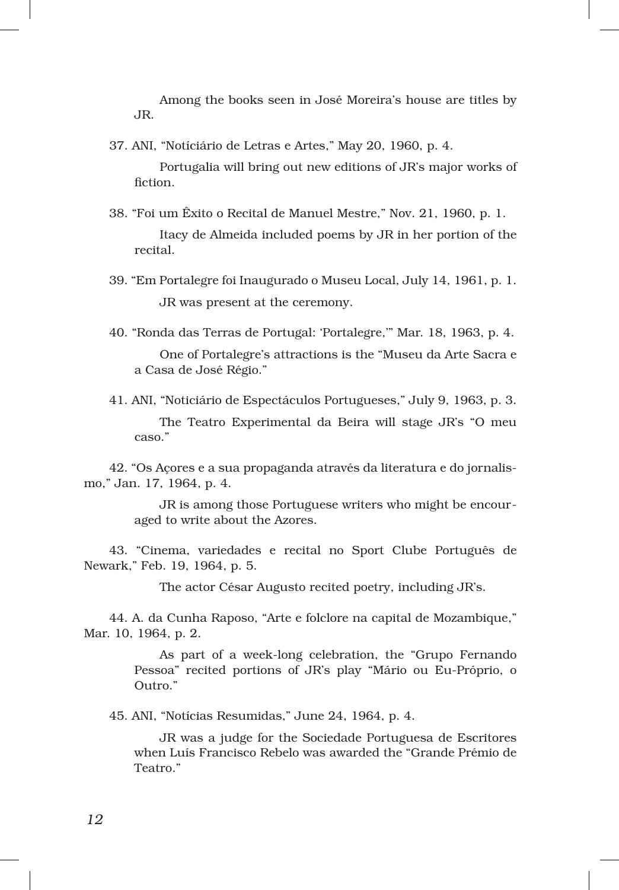Among the books seen in José Moreira's house are titles by JR.

37. ANI, "Notíciário de Letras e Artes," May 20, 1960, p. 4.

Portugalia will bring out new editions of JR's major works of fiction.

38. "Foi um Êxito o Recital de Manuel Mestre," Nov. 21, 1960, p. 1.

Itacy de Almeida included poems by JR in her portion of the recital.

39. "Em Portalegre foi Inaugurado o Museu Local, July 14, 1961, p. 1.

JR was present at the ceremony.

40. "Ronda das Terras de Portugal: 'Portalegre,'" Mar. 18, 1963, p. 4.

One of Portalegre's attractions is the "Museu da Arte Sacra e a Casa de José Régio."

41. ANI, "Noticiário de Espectáculos Portugueses," July 9, 1963, p. 3.

The Teatro Experimental da Beira will stage JR's "O meu caso."

42. "Os Açores e a sua propaganda através da literatura e do jornalismo," Jan. 17, 1964, p. 4.

JR is among those Portuguese writers who might be encouraged to write about the Azores.

43. "Cinema, variedades e recital no Sport Clube Português de Newark," Feb. 19, 1964, p. 5.

The actor César Augusto recited poetry, including JR's.

44. A. da Cunha Raposo, "Arte e folclore na capital de Mozambique," Mar. 10, 1964, p. 2.

As part of a week-long celebration, the "Grupo Fernando Pessoa" recited portions of JR's play "Mário ou Eu-Próprio, o Outro."

45. ANI, "Notícias Resumidas," June 24, 1964, p. 4.

JR was a judge for the Sociedade Portuguesa de Escritores when Luís Francisco Rebelo was awarded the "Grande Prémio de Teatro."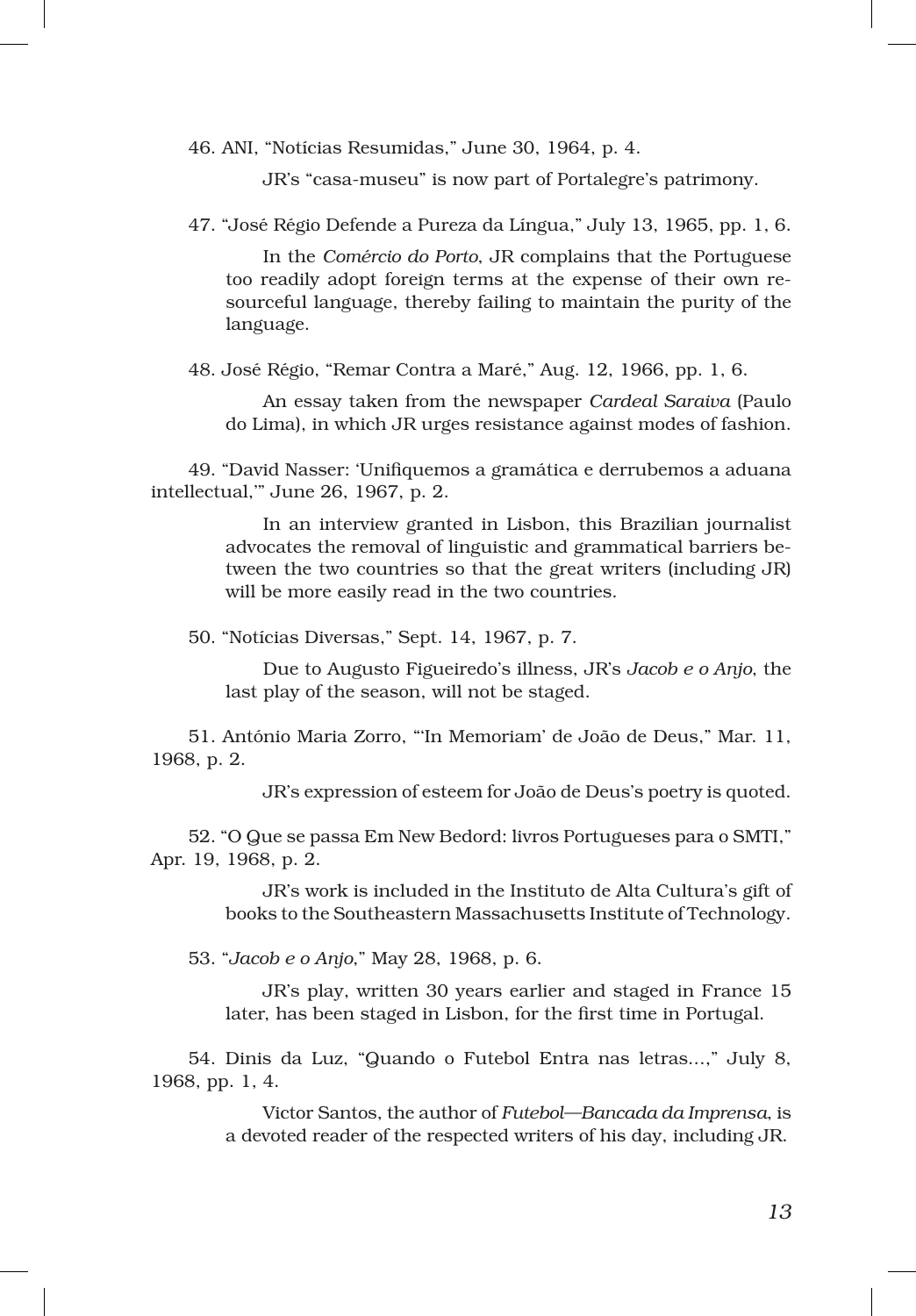46. ANI, "Notícias Resumidas," June 30, 1964, p. 4.

JR's "casa-museu" is now part of Portalegre's patrimony.

47. "José Régio Defende a Pureza da Língua," July 13, 1965, pp. 1, 6.

In the *Comércio do Porto*, JR complains that the Portuguese too readily adopt foreign terms at the expense of their own resourceful language, thereby failing to maintain the purity of the language.

48. José Régio, "Remar Contra a Maré," Aug. 12, 1966, pp. 1, 6.

An essay taken from the newspaper *Cardeal Saraiva* (Paulo do Lima), in which JR urges resistance against modes of fashion.

49. "David Nasser: 'Unifiquemos a gramática e derrubemos a aduana intellectual,'" June 26, 1967, p. 2.

In an interview granted in Lisbon, this Brazilian journalist advocates the removal of linguistic and grammatical barriers between the two countries so that the great writers (including JR) will be more easily read in the two countries.

50. "Notícias Diversas," Sept. 14, 1967, p. 7.

Due to Augusto Figueiredo's illness, JR's *Jacob e o Anjo*, the last play of the season, will not be staged.

51. António Maria Zorro, "'In Memoriam' de João de Deus," Mar. 11, 1968, p. 2.

JR's expression of esteem for João de Deus's poetry is quoted.

52. "O Que se passa Em New Bedord: livros Portugueses para o SMTI," Apr. 19, 1968, p. 2.

JR's work is included in the Instituto de Alta Cultura's gift of books to the Southeastern Massachusetts Institute of Technology.

53. "*Jacob e o Anjo*," May 28, 1968, p. 6.

JR's play, written 30 years earlier and staged in France 15 later, has been staged in Lisbon, for the first time in Portugal.

54. Dinis da Luz, "Quando o Futebol Entra nas letras...," July 8, 1968, pp. 1, 4.

Victor Santos, the author of *Futebol—Bancada da Imprensa*, is a devoted reader of the respected writers of his day, including JR.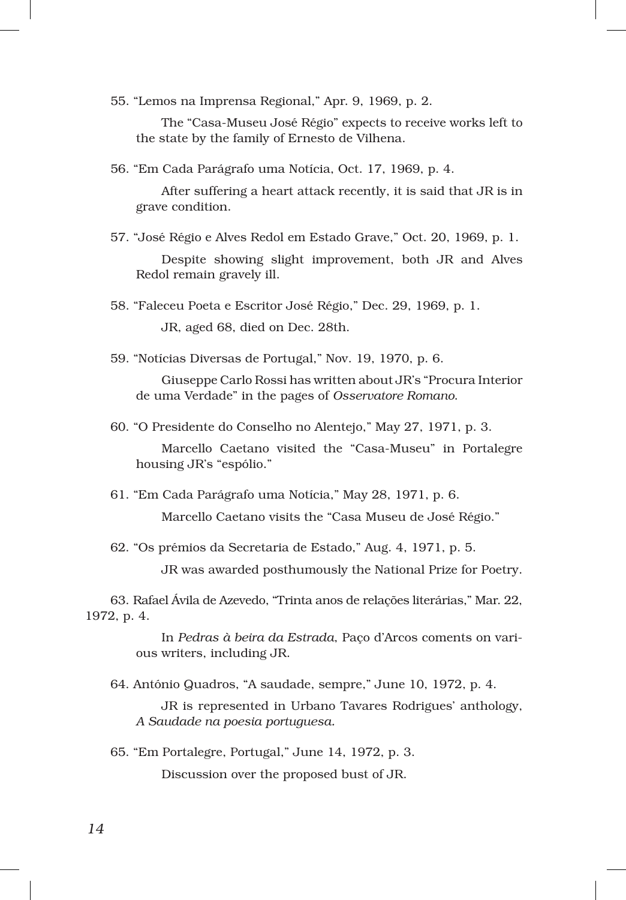55. "Lemos na Imprensa Regional," Apr. 9, 1969, p. 2.

The "Casa-Museu José Régio" expects to receive works left to the state by the family of Ernesto de Vilhena.

56. "Em Cada Parágrafo uma Notícia, Oct. 17, 1969, p. 4.

After suffering a heart attack recently, it is said that JR is in grave condition.

57. "José Régio e Alves Redol em Estado Grave," Oct. 20, 1969, p. 1.

Despite showing slight improvement, both JR and Alves Redol remain gravely ill.

58. "Faleceu Poeta e Escritor José Régio," Dec. 29, 1969, p. 1.

JR, aged 68, died on Dec. 28th.

59. "Notícias Diversas de Portugal," Nov. 19, 1970, p. 6.

Giuseppe Carlo Rossi has written about JR's "Procura Interior de uma Verdade" in the pages of *Osservatore Romano*.

60. "O Presidente do Conselho no Alentejo," May 27, 1971, p. 3.

Marcello Caetano visited the "Casa-Museu" in Portalegre housing JR's "espólio."

61. "Em Cada Parágrafo uma Notícia," May 28, 1971, p. 6.

Marcello Caetano visits the "Casa Museu de José Régio."

62. "Os prémios da Secretaria de Estado," Aug. 4, 1971, p. 5.

JR was awarded posthumously the National Prize for Poetry.

63. Rafael Ávila de Azevedo, "Trinta anos de relações literárias," Mar. 22, 1972, p. 4.

In *Pedras à beira da Estrada*, Paço d'Arcos coments on various writers, including JR.

64. António Quadros, "A saudade, sempre," June 10, 1972, p. 4.

JR is represented in Urbano Tavares Rodrigues' anthology, *A Saudade na poesia portuguesa.*

65. "Em Portalegre, Portugal," June 14, 1972, p. 3.

Discussion over the proposed bust of JR.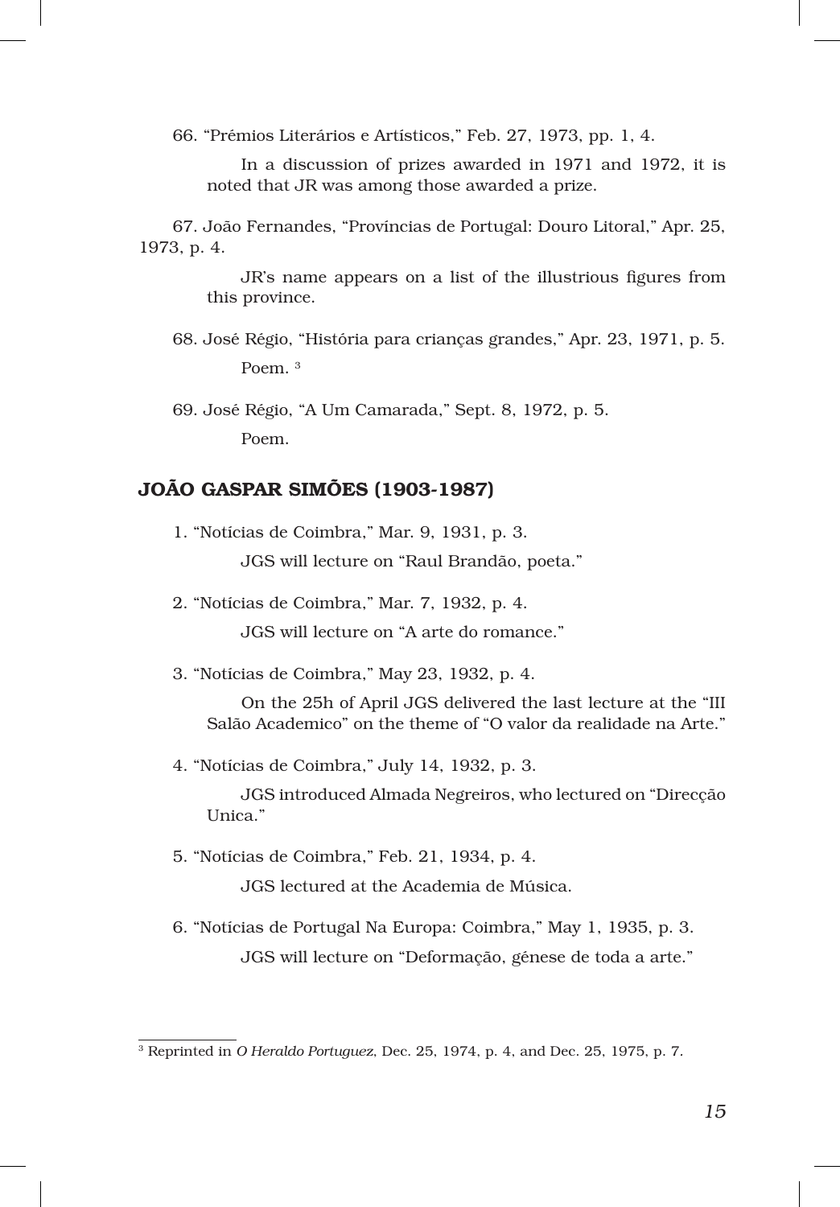66. "Prémios Literários e Artísticos," Feb. 27, 1973, pp. 1, 4.

In a discussion of prizes awarded in 1971 and 1972, it is noted that JR was among those awarded a prize.

67. João Fernandes, "Províncias de Portugal: Douro Litoral," Apr. 25, 1973, p. 4.

JR's name appears on a list of the illustrious figures from this province.

68. José Régio, "História para crianças grandes," Apr. 23, 1971, p. 5.

Poem. [3]

69. José Régio, "A Um Camarada," Sept. 8, 1972, p. 5.

Poem.

## JOÃO GASPAR SIMÕES (1903-1987)

1. "Notícias de Coimbra," Mar. 9, 1931, p. 3.

JGS will lecture on "Raul Brandão, poeta."

2. "Notícias de Coimbra," Mar. 7, 1932, p. 4.

JGS will lecture on "A arte do romance."

3. "Notícias de Coimbra," May 23, 1932, p. 4.

On the 25h of April JGS delivered the last lecture at the "III Salão Academico" on the theme of "O valor da realidade na Arte."

4. "Notícias de Coimbra," July 14, 1932, p. 3.

JGS introduced Almada Negreiros, who lectured on "Direcção Unica."

5. "Notícias de Coimbra," Feb. 21, 1934, p. 4.

JGS lectured at the Academia de Música.

6. "Notícias de Portugal Na Europa: Coimbra," May 1, 1935, p. 3.

JGS will lecture on "Deformação, génese de toda a arte."

---

[3] Reprinted in *O Heraldo Portuguez*, Dec. 25, 1974, p. 4, and Dec. 25, 1975, p. 7.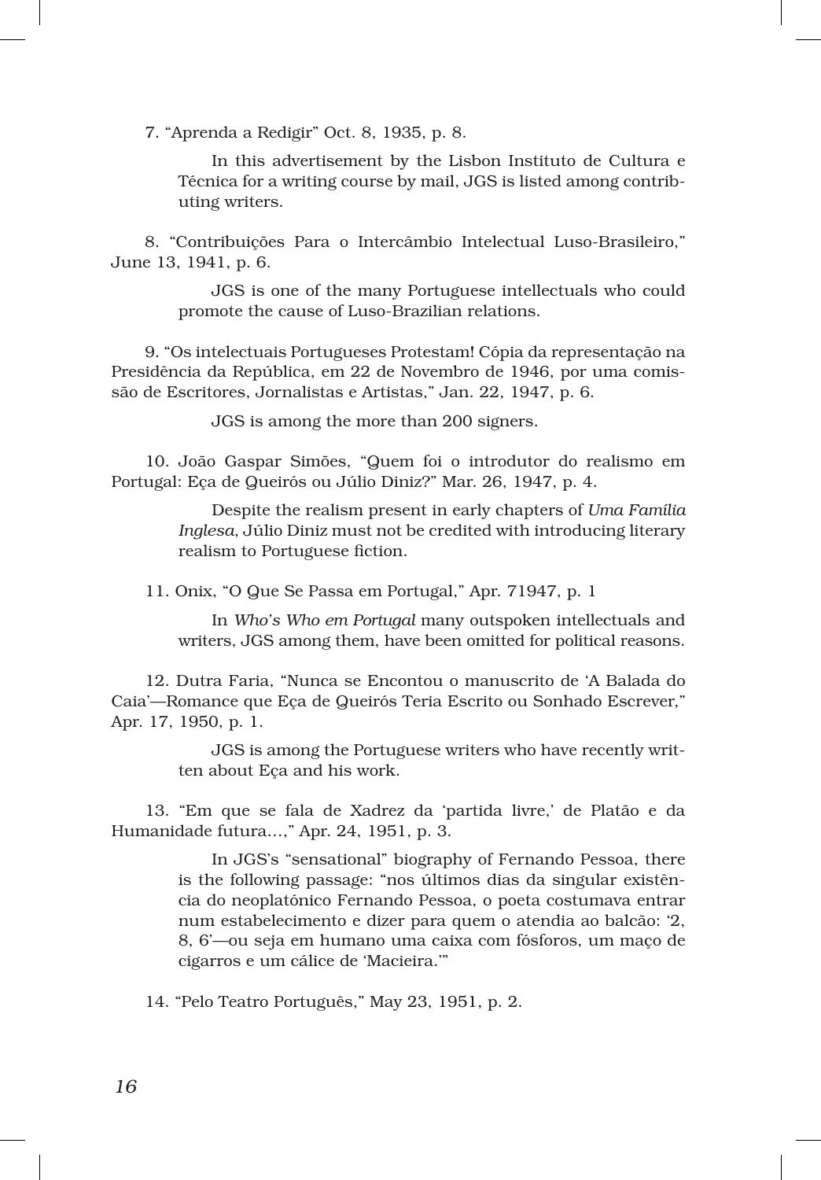7. "Aprenda a Redigir" Oct. 8, 1935, p. 8.

> In this advertisement by the Lisbon Instituto de Cultura e Técnica for a writing course by mail, JGS is listed among contributing writers.

8. "Contribuições Para o Intercâmbio Intelectual Luso-Brasileiro," June 13, 1941, p. 6.

> JGS is one of the many Portuguese intellectuals who could promote the cause of Luso-Brazilian relations.

9. "Os intelectuais Portugueses Protestam! Cópia da representação na Presidência da República, em 22 de Novembro de 1946, por uma comissão de Escritores, Jornalistas e Artistas," Jan. 22, 1947, p. 6.

> JGS is among the more than 200 signers.

10. João Gaspar Simões, "Quem foi o introdutor do realismo em Portugal: Eça de Queirós ou Júlio Diniz?" Mar. 26, 1947, p. 4.

> Despite the realism present in early chapters of *Uma Família Inglesa*, Júlio Diniz must not be credited with introducing literary realism to Portuguese fiction.

11. Onix, "O Que Se Passa em Portugal," Apr. 71947, p. 1

> In *Who's Who em Portugal* many outspoken intellectuals and writers, JGS among them, have been omitted for political reasons.

12. Dutra Faria, "Nunca se Encontou o manuscrito de 'A Balada do Caia'—Romance que Eça de Queirós Teria Escrito ou Sonhado Escrever," Apr. 17, 1950, p. 1.

> JGS is among the Portuguese writers who have recently written about Eça and his work.

13. "Em que se fala de Xadrez da 'partida livre,' de Platão e da Humanidade futura…," Apr. 24, 1951, p. 3.

> In JGS's "sensational" biography of Fernando Pessoa, there is the following passage: "nos últimos dias da singular existência do neoplatónico Fernando Pessoa, o poeta costumava entrar num estabelecimento e dizer para quem o atendia ao balcão: '2, 8, 6'—ou seja em humano uma caixa com fósforos, um maço de cigarros e um cálice de 'Macieira.'"

14. "Pelo Teatro Português," May 23, 1951, p. 2.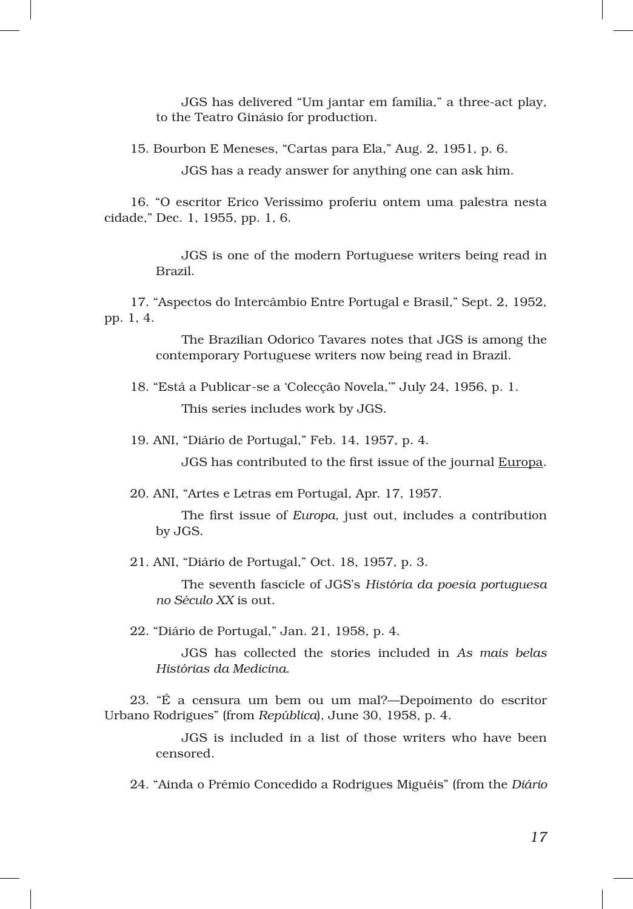JGS has delivered "Um jantar em família," a three-act play, to the Teatro Ginásio for production.

15. Bourbon E Meneses, "Cartas para Ela," Aug. 2, 1951, p. 6.

JGS has a ready answer for anything one can ask him.

16. "O escritor Erico Veríssimo proferiu ontem uma palestra nesta cidade," Dec. 1, 1955, pp. 1, 6.

JGS is one of the modern Portuguese writers being read in Brazil.

17. "Aspectos do Intercâmbio Entre Portugal e Brasil," Sept. 2, 1952, pp. 1, 4.

The Brazilian Odorico Tavares notes that JGS is among the contemporary Portuguese writers now being read in Brazil.

18. "Está a Publicar-se a 'Colecção Novela,'" July 24, 1956, p. 1.

This series includes work by JGS.

19. ANI, "Diário de Portugal," Feb. 14, 1957, p. 4.

JGS has contributed to the first issue of the journal <u>Europa</u>.

20. ANI, "Artes e Letras em Portugal, Apr. 17, 1957.

The first issue of *Europa*, just out, includes a contribution by JGS.

21. ANI, "Diário de Portugal," Oct. 18, 1957, p. 3.

The seventh fascicle of JGS's *História da poesia portuguesa no Século XX* is out.

22. "Diário de Portugal," Jan. 21, 1958, p. 4.

JGS has collected the stories included in *As mais belas Histórias da Medicina*.

23. "É a censura um bem ou um mal?—Depoimento do escritor Urbano Rodrigues" (from *República*), June 30, 1958, p. 4.

JGS is included in a list of those writers who have been censored.

24. "Ainda o Prémio Concedido a Rodrigues Miguéis" (from the *Diário*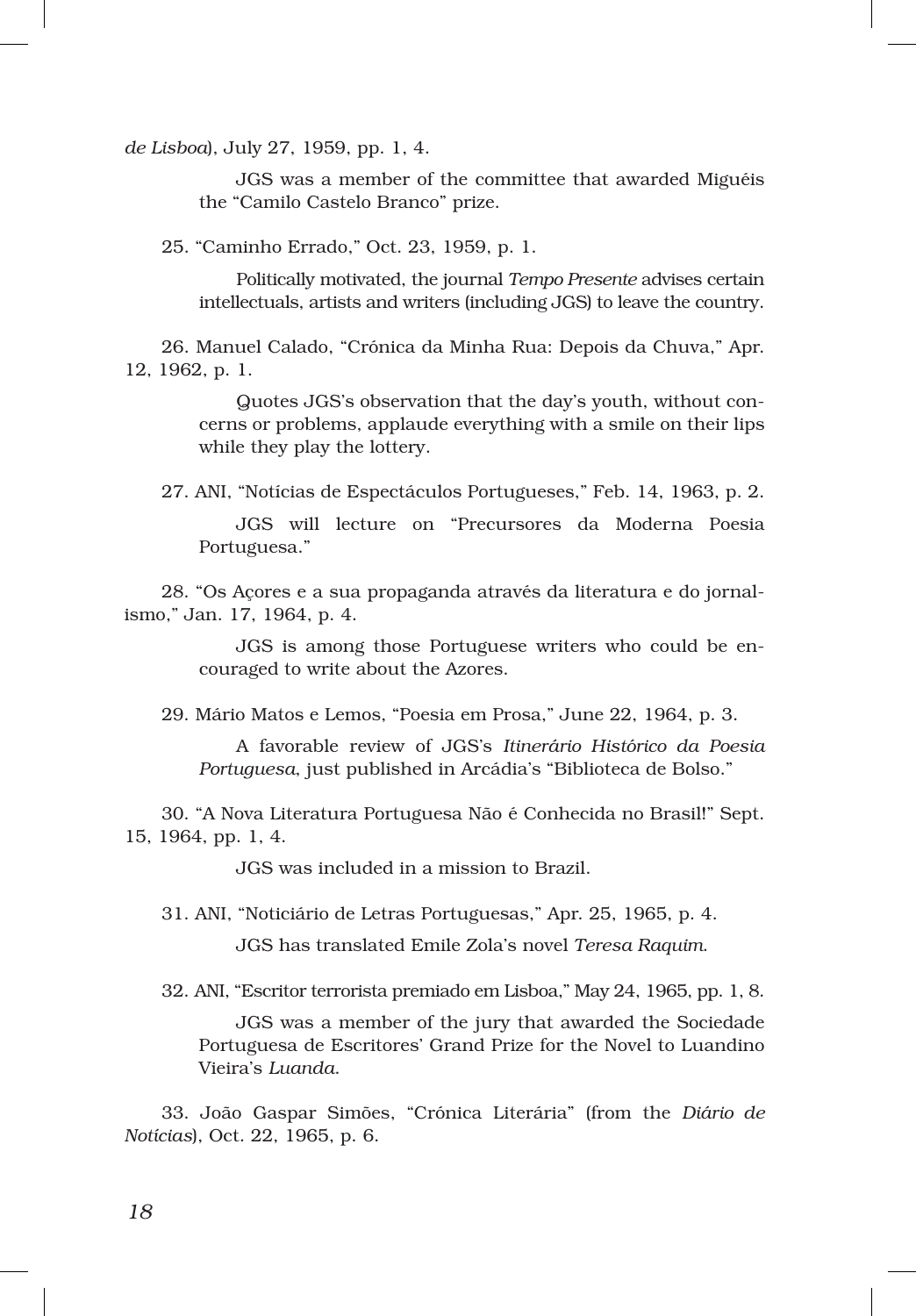*de Lisboa*), July 27, 1959, pp. 1, 4.

> JGS was a member of the committee that awarded Miguéis the "Camilo Castelo Branco" prize.

25. "Caminho Errado," Oct. 23, 1959, p. 1.

> Politically motivated, the journal *Tempo Presente* advises certain intellectuals, artists and writers (including JGS) to leave the country.

26. Manuel Calado, "Crónica da Minha Rua: Depois da Chuva," Apr. 12, 1962, p. 1.

> Quotes JGS's observation that the day's youth, without concerns or problems, applaude everything with a smile on their lips while they play the lottery.

27. ANI, "Notícias de Espectáculos Portugueses," Feb. 14, 1963, p. 2.

> JGS will lecture on "Precursores da Moderna Poesia Portuguesa."

28. "Os Açores e a sua propaganda através da literatura e do jornalismo," Jan. 17, 1964, p. 4.

> JGS is among those Portuguese writers who could be encouraged to write about the Azores.

29. Mário Matos e Lemos, "Poesia em Prosa," June 22, 1964, p. 3.

> A favorable review of JGS's *Itinerário Histórico da Poesia Portuguesa*, just published in Arcádia's "Biblioteca de Bolso."

30. "A Nova Literatura Portuguesa Não é Conhecida no Brasil!" Sept. 15, 1964, pp. 1, 4.

> JGS was included in a mission to Brazil.

31. ANI, "Noticiário de Letras Portuguesas," Apr. 25, 1965, p. 4.

> JGS has translated Emile Zola's novel *Teresa Raquim*.

32. ANI, "Escritor terrorista premiado em Lisboa," May 24, 1965, pp. 1, 8.

> JGS was a member of the jury that awarded the Sociedade Portuguesa de Escritores' Grand Prize for the Novel to Luandino Vieira's *Luanda*.

33. João Gaspar Simões, "Crónica Literária" (from the *Diário de Notícias*), Oct. 22, 1965, p. 6.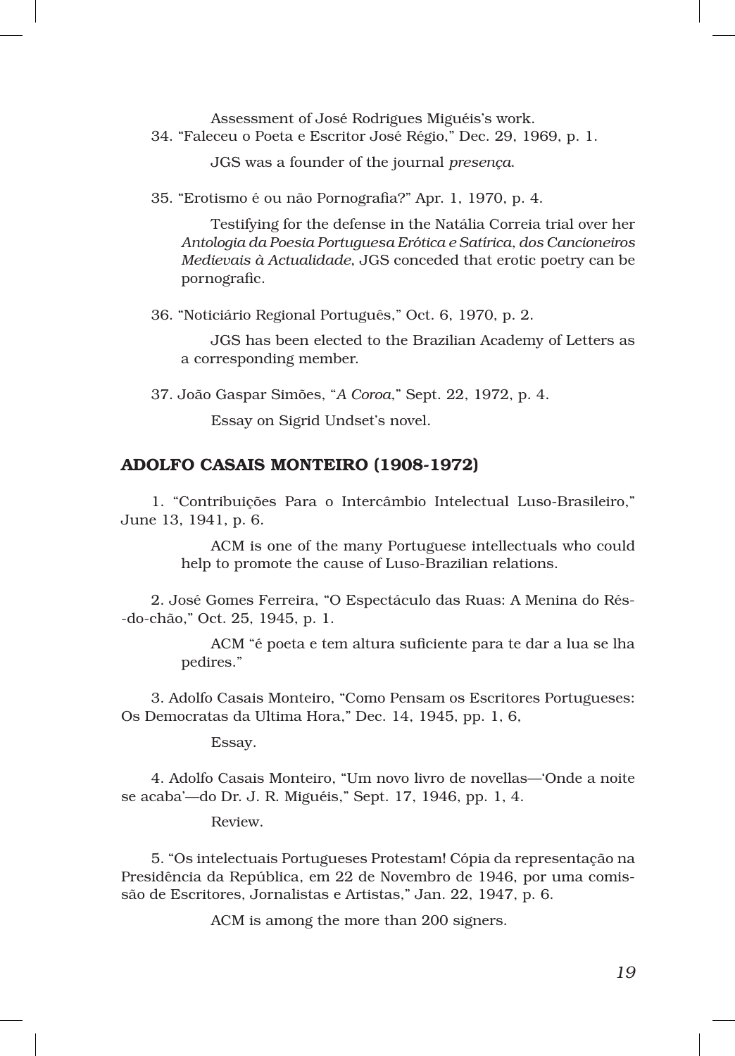Assessment of José Rodrigues Miguéis's work.

34. "Faleceu o Poeta e Escritor José Régio," Dec. 29, 1969, p. 1.

JGS was a founder of the journal *presença*.

35. "Erotismo é ou não Pornografia?" Apr. 1, 1970, p. 4.

Testifying for the defense in the Natália Correia trial over her *Antologia da Poesia Portuguesa Erótica e Satírica, dos Cancioneiros Medievais à Actualidade*, JGS conceded that erotic poetry can be pornografic.

36. "Noticiário Regional Português," Oct. 6, 1970, p. 2.

JGS has been elected to the Brazilian Academy of Letters as a corresponding member.

37. João Gaspar Simões, "*A Coroa*," Sept. 22, 1972, p. 4.

Essay on Sigrid Undset's novel.

## ADOLFO CASAIS MONTEIRO (1908-1972)

1. "Contribuições Para o Intercâmbio Intelectual Luso-Brasileiro," June 13, 1941, p. 6.

ACM is one of the many Portuguese intellectuals who could help to promote the cause of Luso-Brazilian relations.

2. José Gomes Ferreira, "O Espectáculo das Ruas: A Menina do Rés--do-chão," Oct. 25, 1945, p. 1.

ACM "é poeta e tem altura suficiente para te dar a lua se lha pedires."

3. Adolfo Casais Monteiro, "Como Pensam os Escritores Portugueses: Os Democratas da Ultima Hora," Dec. 14, 1945, pp. 1, 6,

Essay.

4. Adolfo Casais Monteiro, "Um novo livro de novellas—'Onde a noite se acaba'—do Dr. J. R. Miguéis," Sept. 17, 1946, pp. 1, 4.

Review.

5. "Os intelectuais Portugueses Protestam! Cópia da representação na Presidência da República, em 22 de Novembro de 1946, por uma comissão de Escritores, Jornalistas e Artistas," Jan. 22, 1947, p. 6.

ACM is among the more than 200 signers.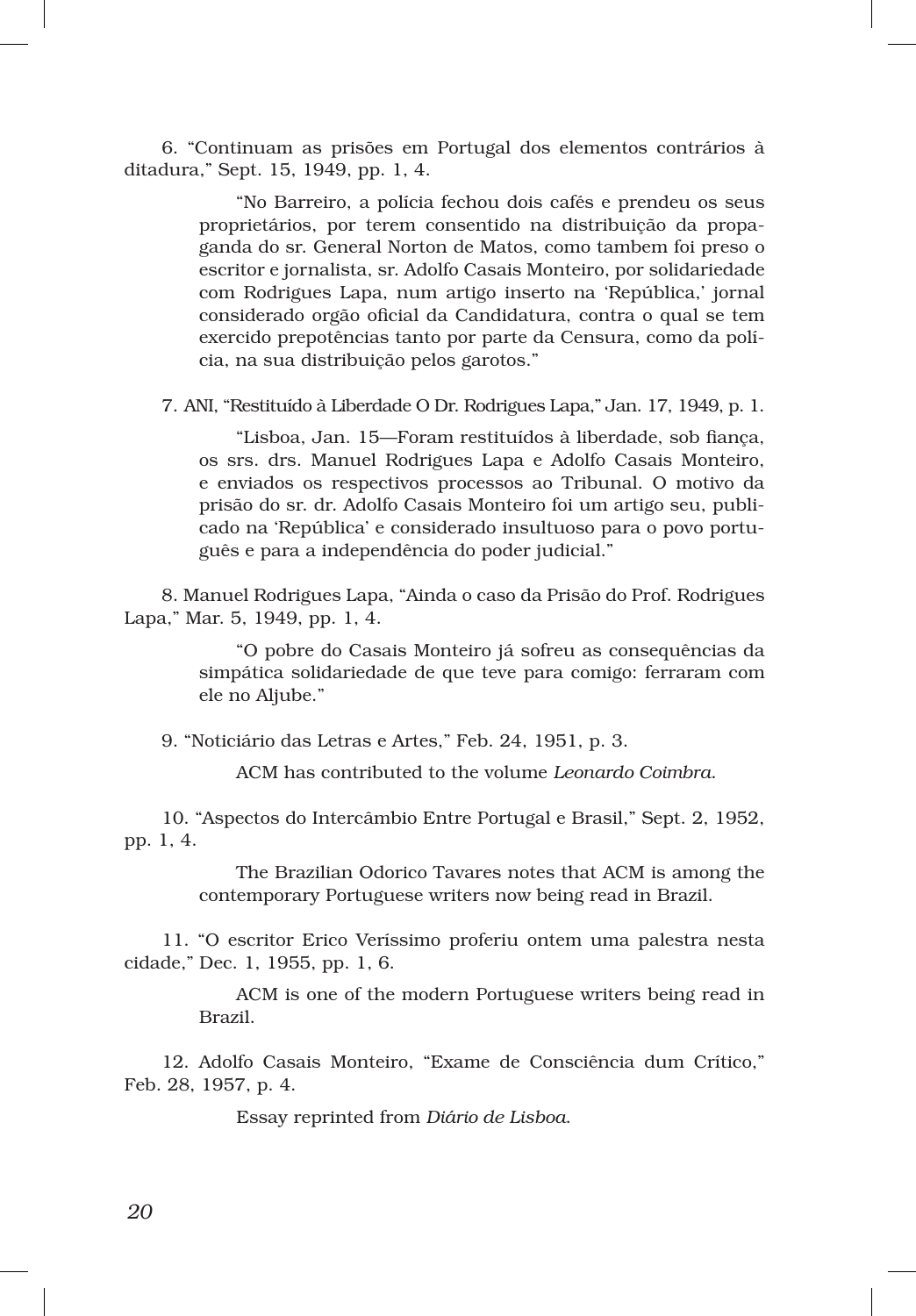6. "Continuam as prisões em Portugal dos elementos contrários à ditadura," Sept. 15, 1949, pp. 1, 4.

> "No Barreiro, a polícia fechou dois cafés e prendeu os seus proprietários, por terem consentido na distribuição da propaganda do sr. General Norton de Matos, como tambem foi preso o escritor e jornalista, sr. Adolfo Casais Monteiro, por solidariedade com Rodrigues Lapa, num artigo inserto na 'República,' jornal considerado orgão oficial da Candidatura, contra o qual se tem exercido prepotências tanto por parte da Censura, como da polícia, na sua distribuição pelos garotos."

7. ANI, "Restituído à Liberdade O Dr. Rodrigues Lapa," Jan. 17, 1949, p. 1.

> "Lisboa, Jan. 15—Foram restituídos à liberdade, sob fiança, os srs. drs. Manuel Rodrigues Lapa e Adolfo Casais Monteiro, e enviados os respectivos processos ao Tribunal. O motivo da prisão do sr. dr. Adolfo Casais Monteiro foi um artigo seu, publicado na 'República' e considerado insultuoso para o povo português e para a independência do poder judicial."

8. Manuel Rodrigues Lapa, "Ainda o caso da Prisão do Prof. Rodrigues Lapa," Mar. 5, 1949, pp. 1, 4.

> "O pobre do Casais Monteiro já sofreu as consequências da simpática solidariedade de que teve para comigo: ferraram com ele no Aljube."

9. "Noticiário das Letras e Artes," Feb. 24, 1951, p. 3.

> ACM has contributed to the volume *Leonardo Coimbra*.

10. "Aspectos do Intercâmbio Entre Portugal e Brasil," Sept. 2, 1952, pp. 1, 4.

> The Brazilian Odorico Tavares notes that ACM is among the contemporary Portuguese writers now being read in Brazil.

11. "O escritor Erico Veríssimo proferiu ontem uma palestra nesta cidade," Dec. 1, 1955, pp. 1, 6.

> ACM is one of the modern Portuguese writers being read in Brazil.

12. Adolfo Casais Monteiro, "Exame de Consciência dum Crítico," Feb. 28, 1957, p. 4.

> Essay reprinted from *Diário de Lisboa*.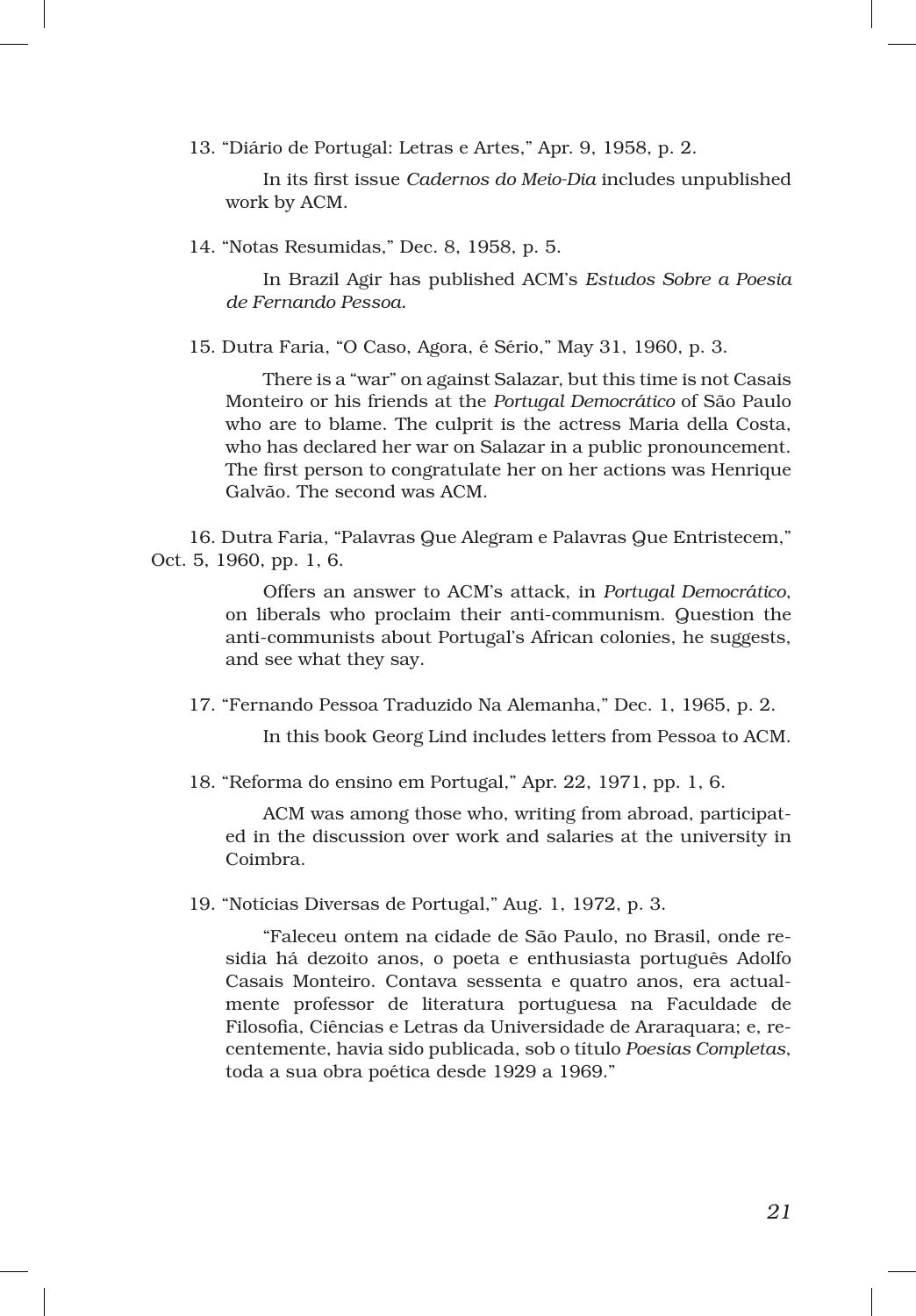13. "Diário de Portugal: Letras e Artes," Apr. 9, 1958, p. 2.

    In its first issue *Cadernos do Meio-Dia* includes unpublished work by ACM.

14. "Notas Resumidas," Dec. 8, 1958, p. 5.

    In Brazil Agir has published ACM's *Estudos Sobre a Poesia de Fernando Pessoa.*

15. Dutra Faria, "O Caso, Agora, é Sério," May 31, 1960, p. 3.

    There is a "war" on against Salazar, but this time is not Casais Monteiro or his friends at the *Portugal Democrático* of São Paulo who are to blame. The culprit is the actress Maria della Costa, who has declared her war on Salazar in a public pronouncement. The first person to congratulate her on her actions was Henrique Galvão. The second was ACM.

16. Dutra Faria, "Palavras Que Alegram e Palavras Que Entristecem," Oct. 5, 1960, pp. 1, 6.

    Offers an answer to ACM's attack, in *Portugal Democrático*, on liberals who proclaim their anti-communism. Question the anti-communists about Portugal's African colonies, he suggests, and see what they say.

17. "Fernando Pessoa Traduzido Na Alemanha," Dec. 1, 1965, p. 2.

    In this book Georg Lind includes letters from Pessoa to ACM.

18. "Reforma do ensino em Portugal," Apr. 22, 1971, pp. 1, 6.

    ACM was among those who, writing from abroad, participated in the discussion over work and salaries at the university in Coimbra.

19. "Notícias Diversas de Portugal," Aug. 1, 1972, p. 3.

    "Faleceu ontem na cidade de São Paulo, no Brasil, onde residia há dezoito anos, o poeta e enthusiasta português Adolfo Casais Monteiro. Contava sessenta e quatro anos, era actualmente professor de literatura portuguesa na Faculdade de Filosofia, Ciências e Letras da Universidade de Araraquara; e, recentemente, havia sido publicada, sob o título *Poesias Completas*, toda a sua obra poética desde 1929 a 1969."